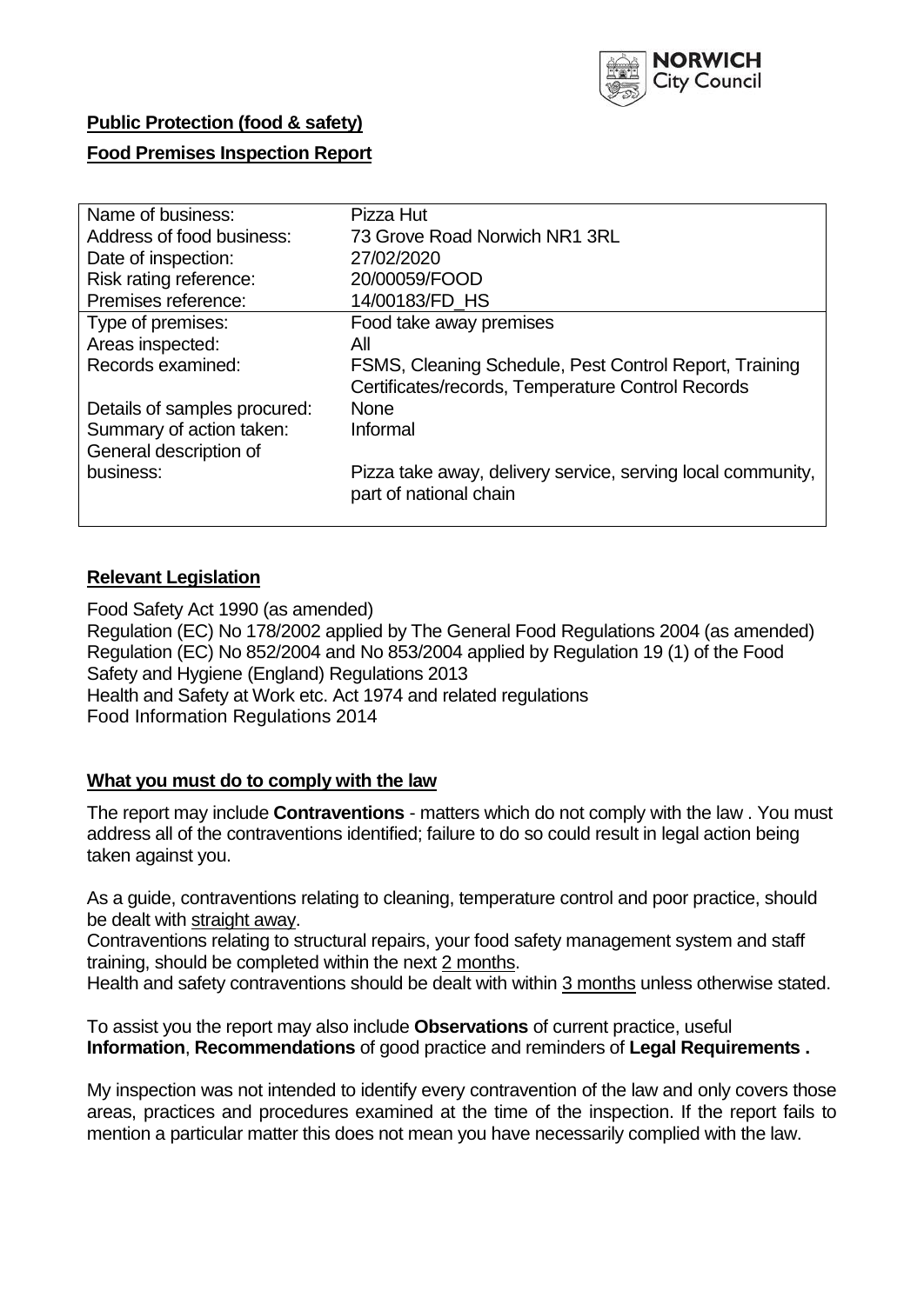NORWICH City Council

**Public Protection (food & safety)**

**Food Premises Inspection Report**

| Name of business: | Pizza Hut |
|---|---|
| Address of food business: | 73 Grove Road Norwich NR1 3RL |
| Date of inspection: | 27/02/2020 |
| Risk rating reference: | 20/00059/FOOD |
| Premises reference: | 14/00183/FD_HS |
| Type of premises: | Food take away premises |
| Areas inspected: | All |
| Records examined: | FSMS, Cleaning Schedule, Pest Control Report, Training Certificates/records, Temperature Control Records |
| Details of samples procured: | None |
| Summary of action taken: | Informal |
| General description of business: | Pizza take away, delivery service, serving local community, part of national chain |

## **Relevant Legislation**

Food Safety Act 1990 (as amended)
Regulation (EC) No 178/2002 applied by The General Food Regulations 2004 (as amended)
Regulation (EC) No 852/2004 and No 853/2004 applied by Regulation 19 (1) of the Food Safety and Hygiene (England) Regulations 2013
Health and Safety at Work etc. Act 1974 and related regulations
Food Information Regulations 2014

## **What you must do to comply with the law**

The report may include **Contraventions** - matters which do not comply with the law . You must address all of the contraventions identified; failure to do so could result in legal action being taken against you.

As a guide, contraventions relating to cleaning, temperature control and poor practice, should be dealt with straight away.
Contraventions relating to structural repairs, your food safety management system and staff training, should be completed within the next 2 months.
Health and safety contraventions should be dealt with within 3 months unless otherwise stated.

To assist you the report may also include **Observations** of current practice, useful **Information**, **Recommendations** of good practice and reminders of **Legal Requirements .**

My inspection was not intended to identify every contravention of the law and only covers those areas, practices and procedures examined at the time of the inspection. If the report fails to mention a particular matter this does not mean you have necessarily complied with the law.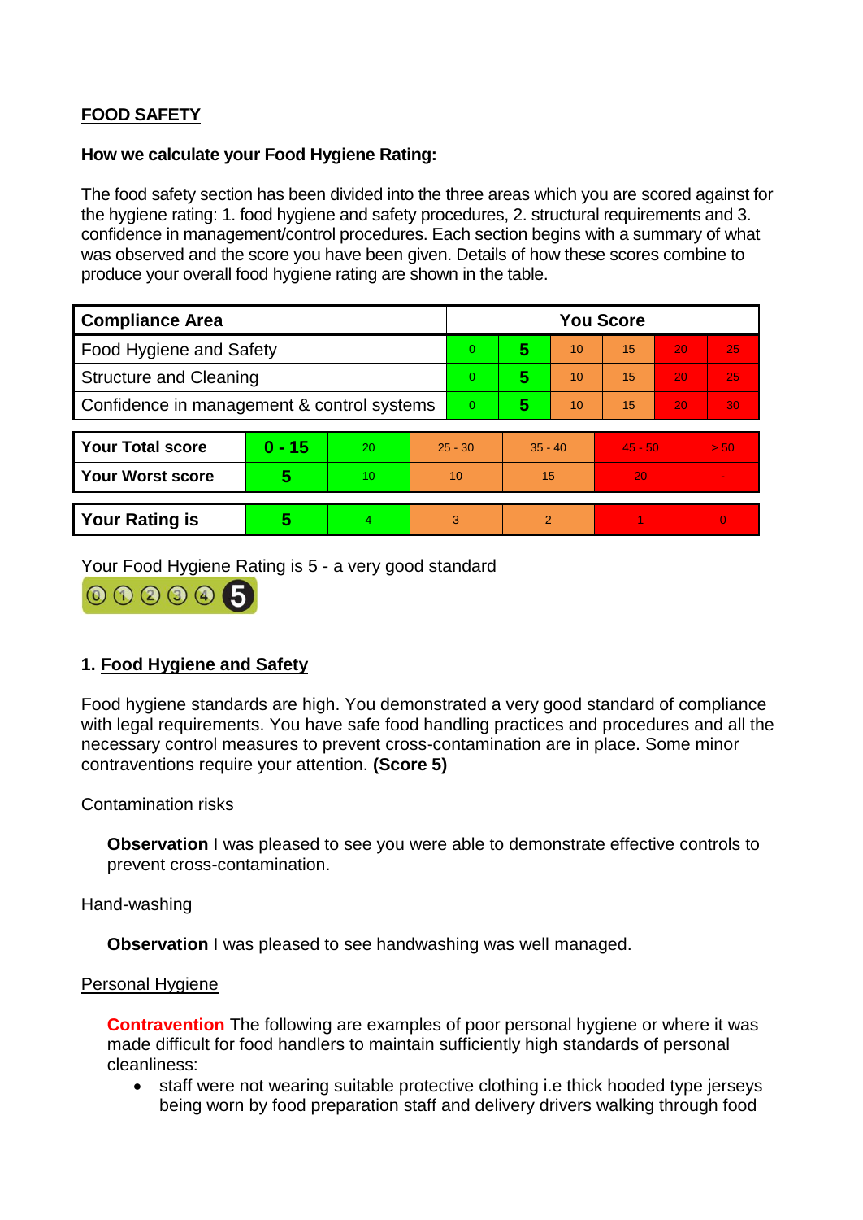## FOOD SAFETY

**How we calculate your Food Hygiene Rating:**

The food safety section has been divided into the three areas which you are scored against for the hygiene rating: 1. food hygiene and safety procedures, 2. structural requirements and 3. confidence in management/control procedures. Each section begins with a summary of what was observed and the score you have been given. Details of how these scores combine to produce your overall food hygiene rating are shown in the table.

| Compliance Area | You Score | | | | | |
|---|---|---|---|---|---|---|
| Food Hygiene and Safety | 0 | **5** | 10 | 15 | 20 | 25 |
| Structure and Cleaning | 0 | **5** | 10 | 15 | 20 | 25 |
| Confidence in management & control systems | 0 | **5** | 10 | 15 | 20 | 30 |

| | | | | | | |
|---|---|---|---|---|---|---|
| **Your Total score** | **0 - 15** | 20 | 25 - 30 | 35 - 40 | 45 - 50 | > 50 |
| **Your Worst score** | **5** | 10 | 10 | 15 | 20 | - |

| | | | | | | |
|---|---|---|---|---|---|---|
| **Your Rating is** | **5** | 4 | 3 | 2 | 1 | 0 |

Your Food Hygiene Rating is 5 - a very good standard

### 1. Food Hygiene and Safety

Food hygiene standards are high. You demonstrated a very good standard of compliance with legal requirements. You have safe food handling practices and procedures and all the necessary control measures to prevent cross-contamination are in place. Some minor contraventions require your attention. **(Score 5)**

Contamination risks

**Observation** I was pleased to see you were able to demonstrate effective controls to prevent cross-contamination.

Hand-washing

**Observation** I was pleased to see handwashing was well managed.

Personal Hygiene

**Contravention** The following are examples of poor personal hygiene or where it was made difficult for food handlers to maintain sufficiently high standards of personal cleanliness:

- staff were not wearing suitable protective clothing i.e thick hooded type jerseys being worn by food preparation staff and delivery drivers walking through food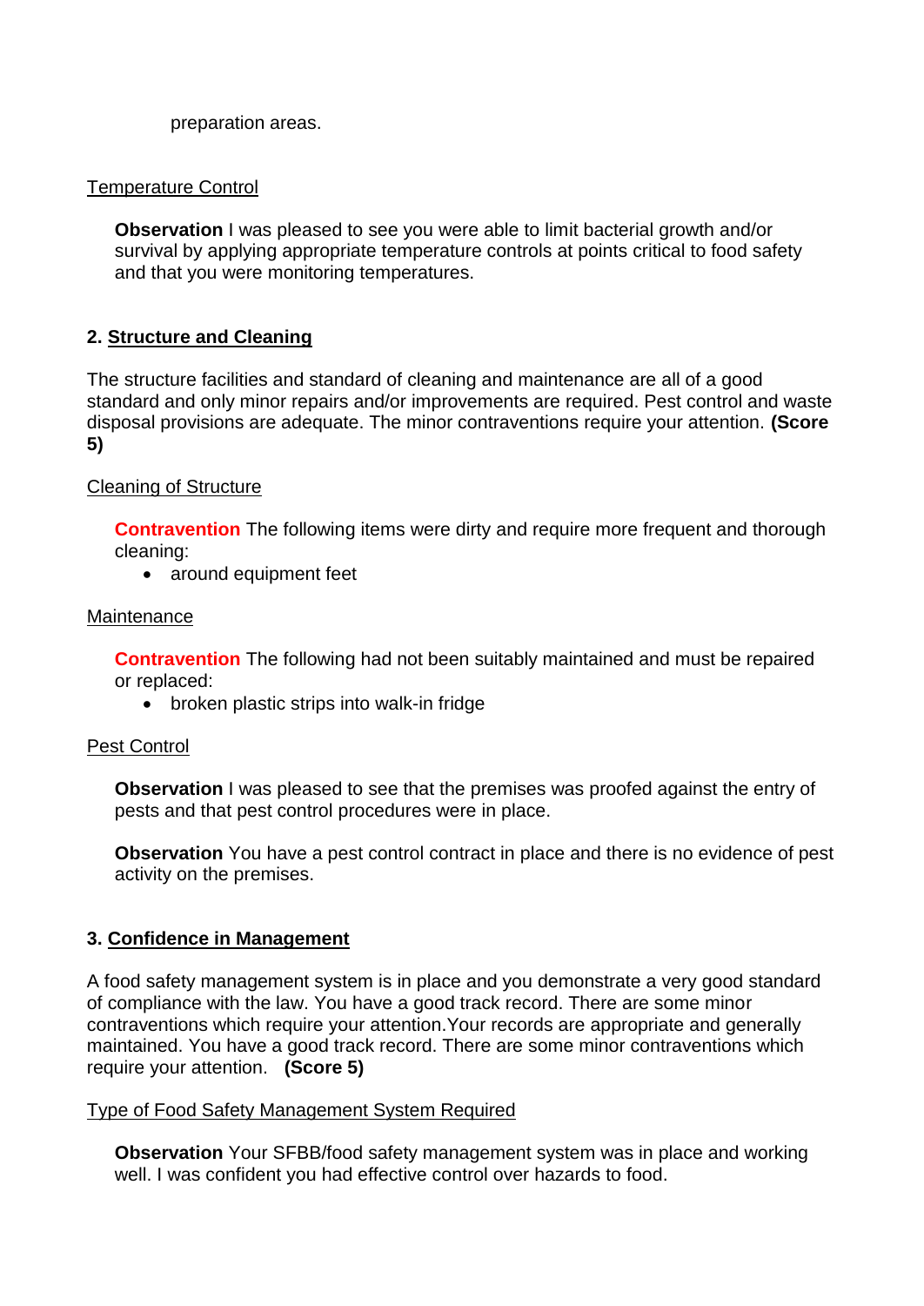preparation areas.

Temperature Control

**Observation** I was pleased to see you were able to limit bacterial growth and/or survival by applying appropriate temperature controls at points critical to food safety and that you were monitoring temperatures.

## 2. Structure and Cleaning

The structure facilities and standard of cleaning and maintenance are all of a good standard and only minor repairs and/or improvements are required. Pest control and waste disposal provisions are adequate. The minor contraventions require your attention. **(Score 5)**

Cleaning of Structure

**Contravention** The following items were dirty and require more frequent and thorough cleaning:

- around equipment feet

Maintenance

**Contravention** The following had not been suitably maintained and must be repaired or replaced:

- broken plastic strips into walk-in fridge

Pest Control

**Observation** I was pleased to see that the premises was proofed against the entry of pests and that pest control procedures were in place.

**Observation** You have a pest control contract in place and there is no evidence of pest activity on the premises.

## 3. Confidence in Management

A food safety management system is in place and you demonstrate a very good standard of compliance with the law. You have a good track record. There are some minor contraventions which require your attention.Your records are appropriate and generally maintained. You have a good track record. There are some minor contraventions which require your attention. **(Score 5)**

Type of Food Safety Management System Required

**Observation** Your SFBB/food safety management system was in place and working well. I was confident you had effective control over hazards to food.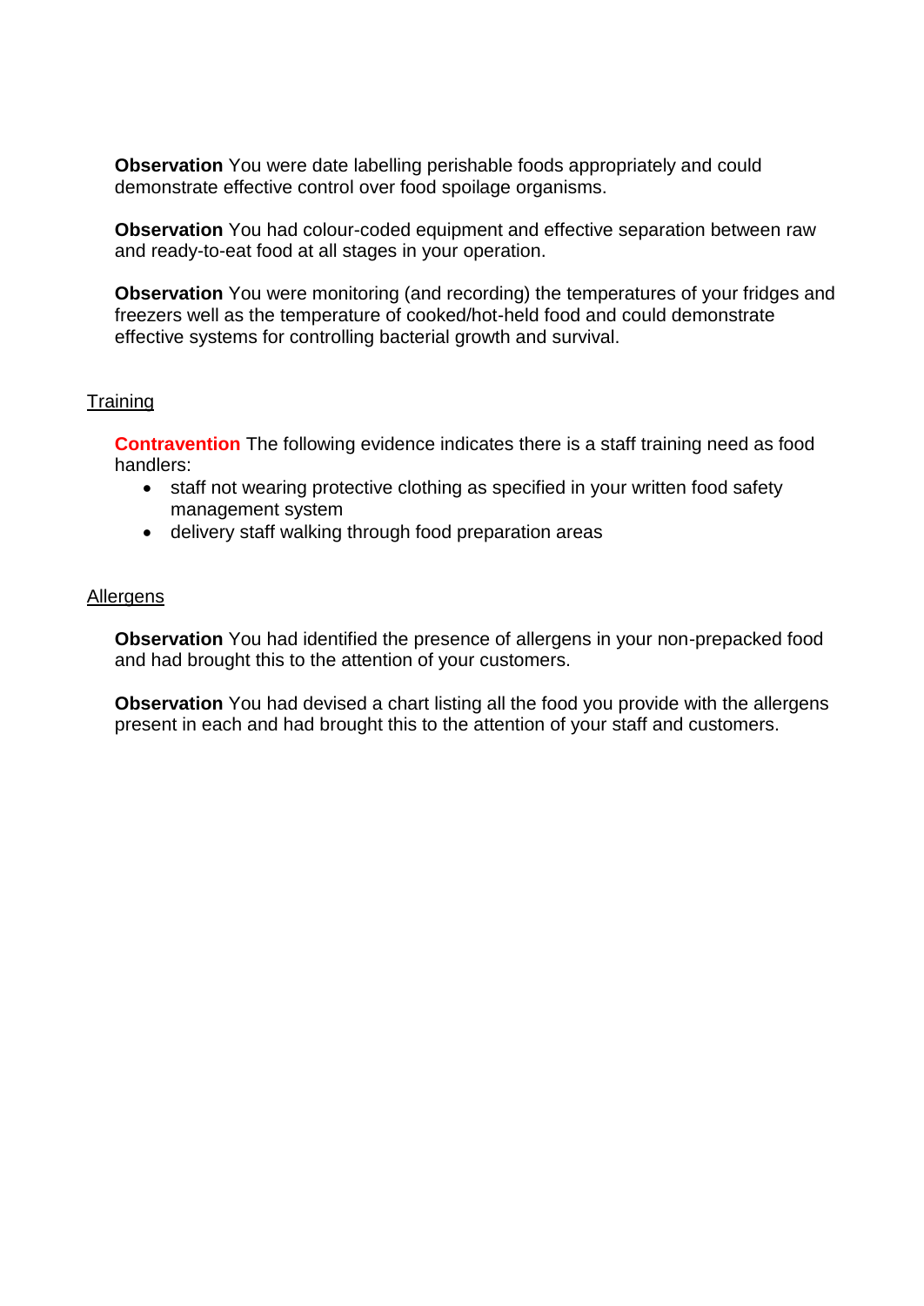**Observation** You were date labelling perishable foods appropriately and could demonstrate effective control over food spoilage organisms.

**Observation** You had colour-coded equipment and effective separation between raw and ready-to-eat food at all stages in your operation.

**Observation** You were monitoring (and recording) the temperatures of your fridges and freezers well as the temperature of cooked/hot-held food and could demonstrate effective systems for controlling bacterial growth and survival.

## Training

**Contravention** The following evidence indicates there is a staff training need as food handlers:

- staff not wearing protective clothing as specified in your written food safety management system
- delivery staff walking through food preparation areas

## Allergens

**Observation** You had identified the presence of allergens in your non-prepacked food and had brought this to the attention of your customers.

**Observation** You had devised a chart listing all the food you provide with the allergens present in each and had brought this to the attention of your staff and customers.